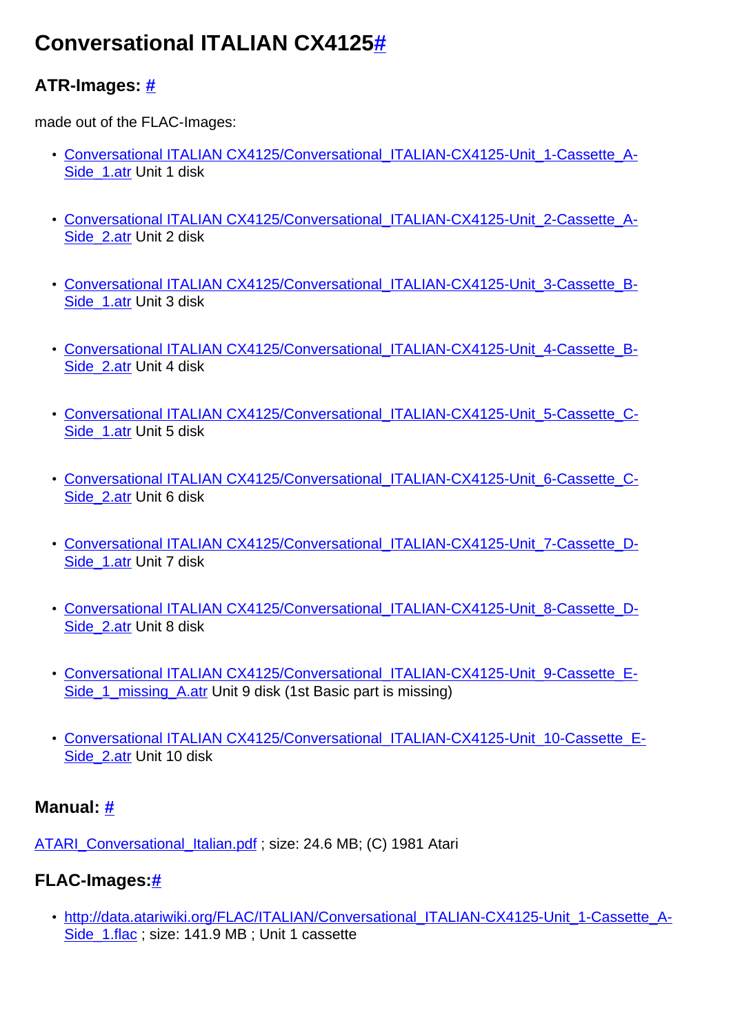# Conversational ITALIAN CX4125#

## ATR-Images: #

made out of the FLAC-Images:

- Conversational ITALIAN CX4125/Conversational_ITALIAN-CX4125-Unit_1-Cassette_A-Side_1.atr Unit 1 disk
- Conversational ITALIAN CX4125/Conversational_ITALIAN-CX4125-Unit_2-Cassette_A-Side_2.atr Unit 2 disk
- Conversational ITALIAN CX4125/Conversational_ITALIAN-CX4125-Unit_3-Cassette_B-Side_1.atr Unit 3 disk
- Conversational ITALIAN CX4125/Conversational_ITALIAN-CX4125-Unit_4-Cassette_B-Side_2.atr Unit 4 disk
- Conversational ITALIAN CX4125/Conversational_ITALIAN-CX4125-Unit_5-Cassette_C-Side_1.atr Unit 5 disk
- Conversational ITALIAN CX4125/Conversational_ITALIAN-CX4125-Unit_6-Cassette_C-Side_2.atr Unit 6 disk
- Conversational ITALIAN CX4125/Conversational_ITALIAN-CX4125-Unit_7-Cassette_D-Side_1.atr Unit 7 disk
- Conversational ITALIAN CX4125/Conversational_ITALIAN-CX4125-Unit_8-Cassette_D-Side_2.atr Unit 8 disk
- Conversational ITALIAN CX4125/Conversational_ITALIAN-CX4125-Unit_9-Cassette_E-Side_1_missing_A.atr Unit 9 disk (1st Basic part is missing)
- Conversational ITALIAN CX4125/Conversational_ITALIAN-CX4125-Unit_10-Cassette_E-Side_2.atr Unit 10 disk

## Manual: #

ATARI_Conversational_Italian.pdf ; size: 24.6 MB; (C) 1981 Atari

## FLAC-Images:#

- http://data.atariwiki.org/FLAC/ITALIAN/Conversational_ITALIAN-CX4125-Unit_1-Cassette_A-Side_1.flac ; size: 141.9 MB ; Unit 1 cassette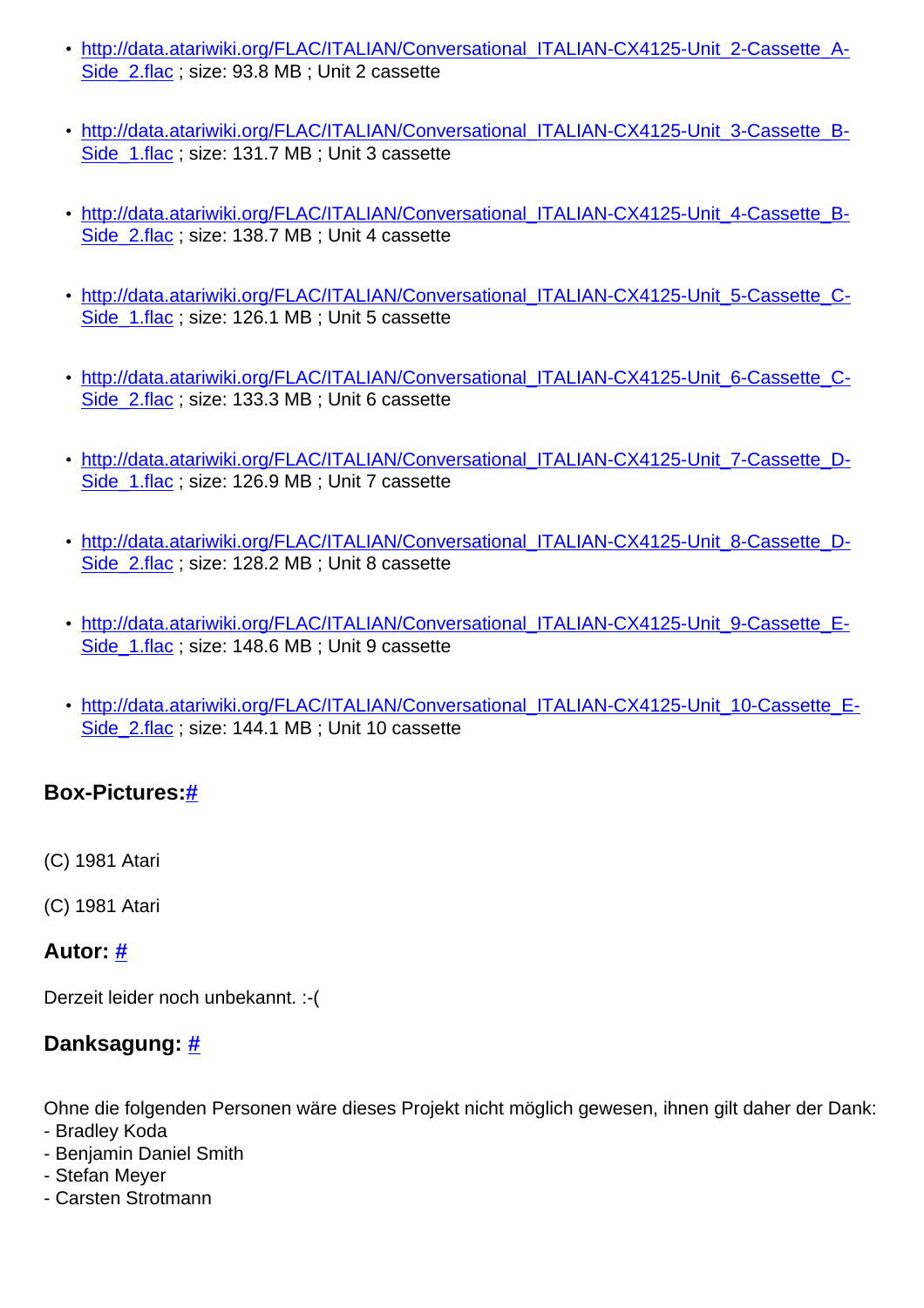- http://data.atariwiki.org/FLAC/ITALIAN/Conversational_ITALIAN-CX4125-Unit_2-Cassette_A-Side_2.flac ; size: 93.8 MB ; Unit 2 cassette

- http://data.atariwiki.org/FLAC/ITALIAN/Conversational_ITALIAN-CX4125-Unit_3-Cassette_B-Side_1.flac ; size: 131.7 MB ; Unit 3 cassette

- http://data.atariwiki.org/FLAC/ITALIAN/Conversational_ITALIAN-CX4125-Unit_4-Cassette_B-Side_2.flac ; size: 138.7 MB ; Unit 4 cassette

- http://data.atariwiki.org/FLAC/ITALIAN/Conversational_ITALIAN-CX4125-Unit_5-Cassette_C-Side_1.flac ; size: 126.1 MB ; Unit 5 cassette

- http://data.atariwiki.org/FLAC/ITALIAN/Conversational_ITALIAN-CX4125-Unit_6-Cassette_C-Side_2.flac ; size: 133.3 MB ; Unit 6 cassette

- http://data.atariwiki.org/FLAC/ITALIAN/Conversational_ITALIAN-CX4125-Unit_7-Cassette_D-Side_1.flac ; size: 126.9 MB ; Unit 7 cassette

- http://data.atariwiki.org/FLAC/ITALIAN/Conversational_ITALIAN-CX4125-Unit_8-Cassette_D-Side_2.flac ; size: 128.2 MB ; Unit 8 cassette

- http://data.atariwiki.org/FLAC/ITALIAN/Conversational_ITALIAN-CX4125-Unit_9-Cassette_E-Side_1.flac ; size: 148.6 MB ; Unit 9 cassette

- http://data.atariwiki.org/FLAC/ITALIAN/Conversational_ITALIAN-CX4125-Unit_10-Cassette_E-Side_2.flac ; size: 144.1 MB ; Unit 10 cassette

## Box-Pictures:#

(C) 1981 Atari

(C) 1981 Atari

## Autor: #

Derzeit leider noch unbekannt. :-(

## Danksagung: #

Ohne die folgenden Personen wäre dieses Projekt nicht möglich gewesen, ihnen gilt daher der Dank:
- Bradley Koda
- Benjamin Daniel Smith
- Stefan Meyer
- Carsten Strotmann